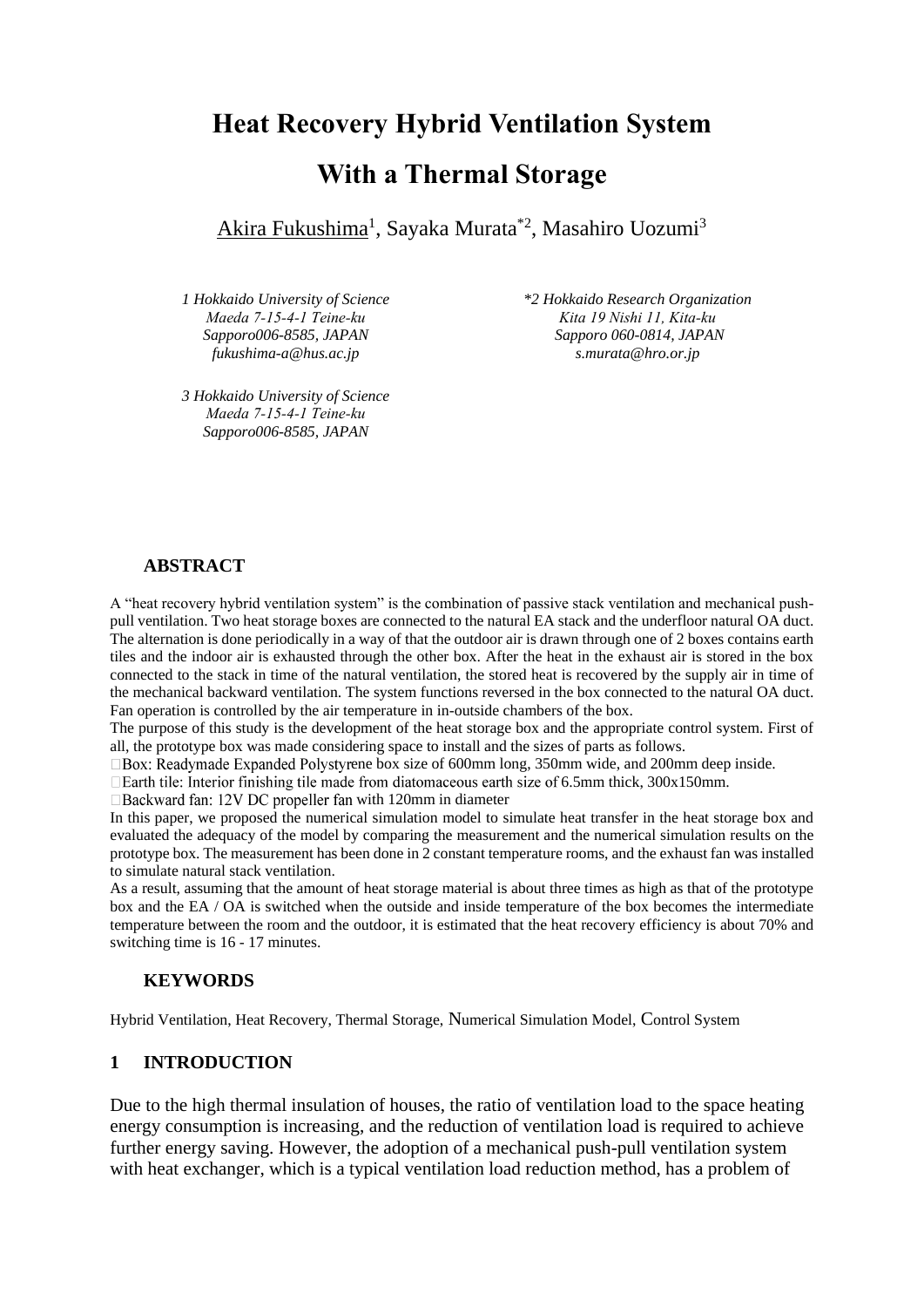# Heat Recovery Hybrid Ventilation System With a Thermal Storage

Akira Fukushima[1], Sayaka Murata[*2], Masahiro Uozumi[3]

*1 Hokkaido University of Science*
*Maeda 7-15-4-1 Teine-ku*
*Sapporo006-8585, JAPAN*
*fukushima-a@hus.ac.jp*

*\*2 Hokkaido Research Organization*
*Kita 19 Nishi 11, Kita-ku*
*Sapporo 060-0814, JAPAN*
*s.murata@hro.or.jp*

*3 Hokkaido University of Science*
*Maeda 7-15-4-1 Teine-ku*
*Sapporo006-8585, JAPAN*

## ABSTRACT

A "heat recovery hybrid ventilation system" is the combination of passive stack ventilation and mechanical push-pull ventilation. Two heat storage boxes are connected to the natural EA stack and the underfloor natural OA duct. The alternation is done periodically in a way of that the outdoor air is drawn through one of 2 boxes contains earth tiles and the indoor air is exhausted through the other box. After the heat in the exhaust air is stored in the box connected to the stack in time of the natural ventilation, the stored heat is recovered by the supply air in time of the mechanical backward ventilation. The system functions reversed in the box connected to the natural OA duct. Fan operation is controlled by the air temperature in in-outside chambers of the box.

The purpose of this study is the development of the heat storage box and the appropriate control system. First of all, the prototype box was made considering space to install and the sizes of parts as follows.

- Box: Readymade Expanded Polystyrene box size of 600mm long, 350mm wide, and 200mm deep inside.
- Earth tile: Interior finishing tile made from diatomaceous earth size of 6.5mm thick, 300x150mm.
- Backward fan: 12V DC propeller fan with 120mm in diameter

In this paper, we proposed the numerical simulation model to simulate heat transfer in the heat storage box and evaluated the adequacy of the model by comparing the measurement and the numerical simulation results on the prototype box. The measurement has been done in 2 constant temperature rooms, and the exhaust fan was installed to simulate natural stack ventilation.

As a result, assuming that the amount of heat storage material is about three times as high as that of the prototype box and the EA / OA is switched when the outside and inside temperature of the box becomes the intermediate temperature between the room and the outdoor, it is estimated that the heat recovery efficiency is about 70% and switching time is 16 - 17 minutes.

## KEYWORDS

Hybrid Ventilation, Heat Recovery, Thermal Storage, Numerical Simulation Model, Control System

## 1 INTRODUCTION

Due to the high thermal insulation of houses, the ratio of ventilation load to the space heating energy consumption is increasing, and the reduction of ventilation load is required to achieve further energy saving. However, the adoption of a mechanical push-pull ventilation system with heat exchanger, which is a typical ventilation load reduction method, has a problem of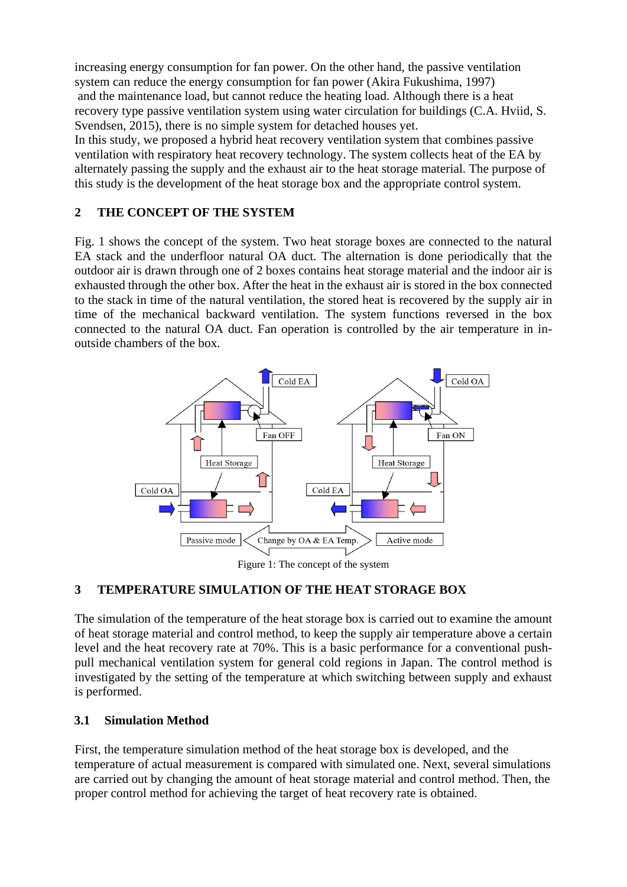increasing energy consumption for fan power. On the other hand, the passive ventilation system can reduce the energy consumption for fan power (Akira Fukushima, 1997) and the maintenance load, but cannot reduce the heating load. Although there is a heat recovery type passive ventilation system using water circulation for buildings (C.A. Hviid, S. Svendsen, 2015), there is no simple system for detached houses yet.

In this study, we proposed a hybrid heat recovery ventilation system that combines passive ventilation with respiratory heat recovery technology. The system collects heat of the EA by alternately passing the supply and the exhaust air to the heat storage material. The purpose of this study is the development of the heat storage box and the appropriate control system.

## 2 THE CONCEPT OF THE SYSTEM

Fig. 1 shows the concept of the system. Two heat storage boxes are connected to the natural EA stack and the underfloor natural OA duct. The alternation is done periodically that the outdoor air is drawn through one of 2 boxes contains heat storage material and the indoor air is exhausted through the other box. After the heat in the exhaust air is stored in the box connected to the stack in time of the natural ventilation, the stored heat is recovered by the supply air in time of the mechanical backward ventilation. The system functions reversed in the box connected to the natural OA duct. Fan operation is controlled by the air temperature in in-outside chambers of the box.

Figure 1: The concept of the system

## 3 TEMPERATURE SIMULATION OF THE HEAT STORAGE BOX

The simulation of the temperature of the heat storage box is carried out to examine the amount of heat storage material and control method, to keep the supply air temperature above a certain level and the heat recovery rate at 70%. This is a basic performance for a conventional push-pull mechanical ventilation system for general cold regions in Japan. The control method is investigated by the setting of the temperature at which switching between supply and exhaust is performed.

### 3.1 Simulation Method

First, the temperature simulation method of the heat storage box is developed, and the temperature of actual measurement is compared with simulated one. Next, several simulations are carried out by changing the amount of heat storage material and control method. Then, the proper control method for achieving the target of heat recovery rate is obtained.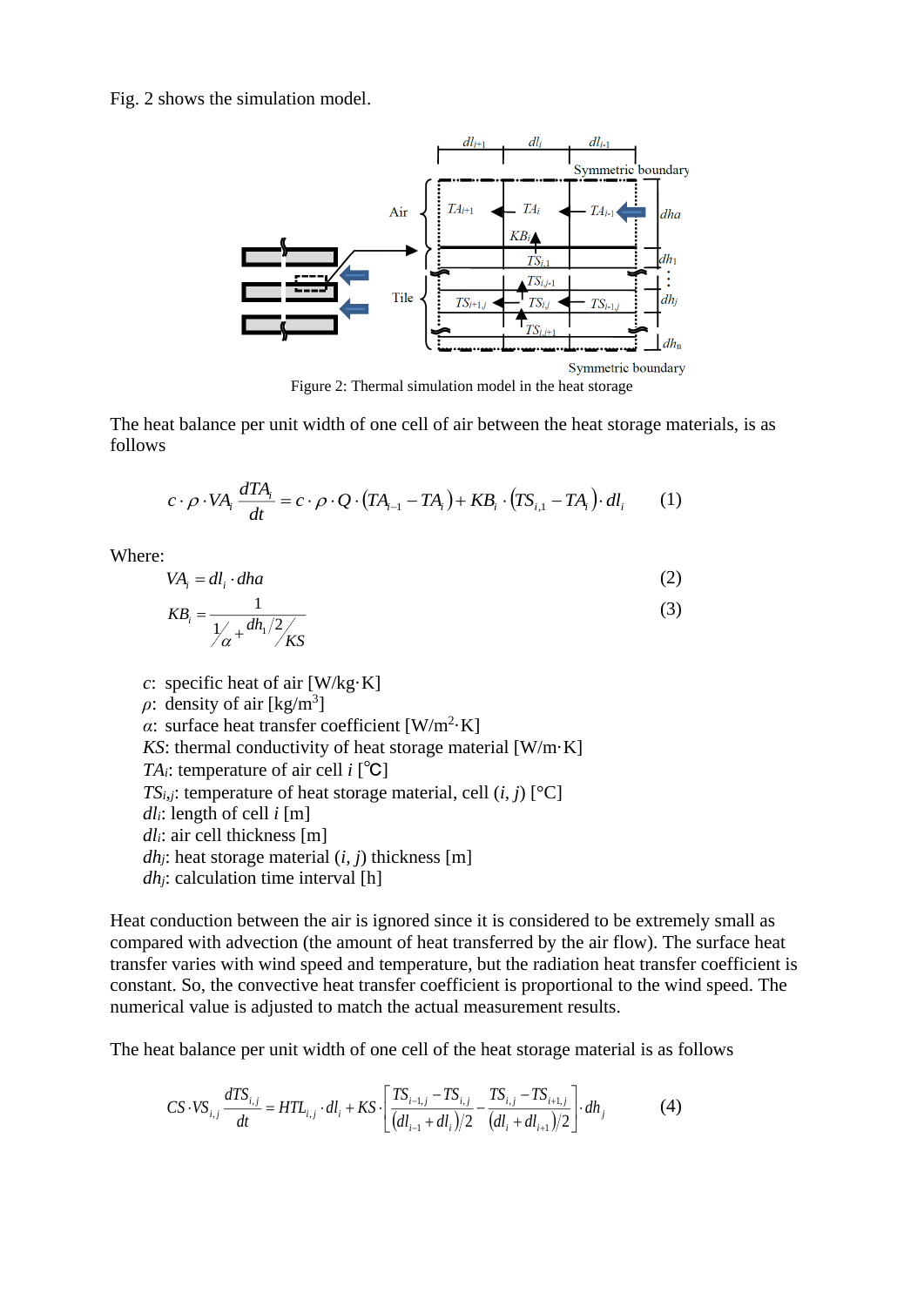Fig. 2 shows the simulation model.

Figure 2: Thermal simulation model in the heat storage

The heat balance per unit width of one cell of air between the heat storage materials, is as follows

$$c \cdot \rho \cdot VA_i \frac{dTA_i}{dt} = c \cdot \rho \cdot Q \cdot (TA_{i-1} - TA_i) + KB_i \cdot (TS_{i,1} - TA_i) \cdot dl_i \qquad (1)$$

Where:

$$VA_i = dl_i \cdot dha \qquad (2)$$

$$KB_i = \frac{1}{1/\alpha + \frac{dh_1/2}{KS}} \qquad (3)$$

- $c$: specific heat of air [W/kg·K]
- $\rho$: density of air [kg/m$^3$]
- $\alpha$: surface heat transfer coefficient [W/m$^2$·K]
- $KS$: thermal conductivity of heat storage material [W/m·K]
- $TA_i$: temperature of air cell $i$ [℃]
- $TS_{i,j}$: temperature of heat storage material, cell ($i$, $j$) [°C]
- $dl_i$: length of cell $i$ [m]
- $dl_i$: air cell thickness [m]
- $dh_j$: heat storage material ($i$, $j$) thickness [m]
- $dh_j$: calculation time interval [h]

Heat conduction between the air is ignored since it is considered to be extremely small as compared with advection (the amount of heat transferred by the air flow). The surface heat transfer varies with wind speed and temperature, but the radiation heat transfer coefficient is constant. So, the convective heat transfer coefficient is proportional to the wind speed. The numerical value is adjusted to match the actual measurement results.

The heat balance per unit width of one cell of the heat storage material is as follows

$$CS \cdot VS_{i,j} \frac{dTS_{i,j}}{dt} = HTL_{i,j} \cdot dl_i + KS \cdot \left[ \frac{TS_{i-1,j} - TS_{i,j}}{(dl_{i-1} + dl_i)/2} - \frac{TS_{i,j} - TS_{i+1,j}}{(dl_i + dl_{i+1})/2} \right] \cdot dh_j \qquad (4)$$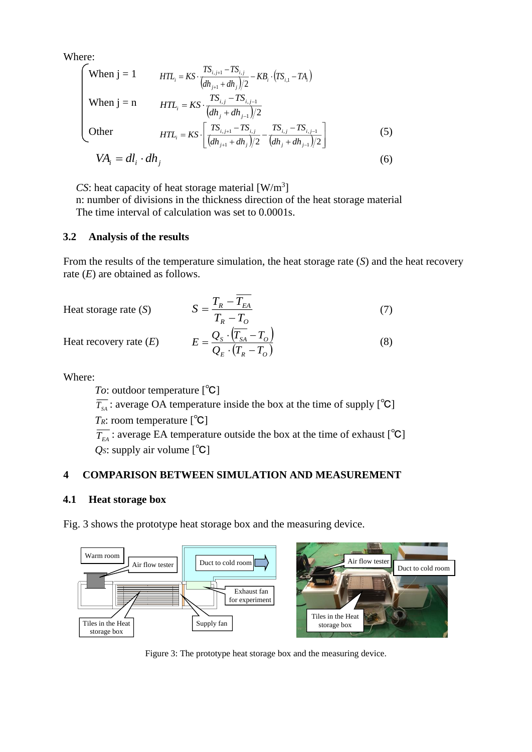Where:

$$
\begin{cases}
\text{When j = 1} & HTL_i = KS \cdot \dfrac{TS_{i,j+1} - TS_{i,j}}{(dh_{j+1} + dh_j)/2} - KB_i \cdot (TS_{i,1} - TA_i) \\
\text{When j = n} & HTL_i = KS \cdot \dfrac{TS_{i,j} - TS_{i,j-1}}{(dh_j + dh_{j-1})/2} \\
\text{Other} & HTL_i = KS \cdot \left[ \dfrac{TS_{i,j+1} - TS_{i,j}}{(dh_{j+1} + dh_j)/2} - \dfrac{TS_{i,j} - TS_{i,j-1}}{(dh_j + dh_{j-1})/2} \right]
\end{cases} \tag{5}
$$

$$VA_i = dl_i \cdot dh_j \tag{6}$$

$CS$: heat capacity of heat storage material [W/m$^3$]
n: number of divisions in the thickness direction of the heat storage material
The time interval of calculation was set to 0.0001s.

## 3.2 Analysis of the results

From the results of the temperature simulation, the heat storage rate ($S$) and the heat recovery rate ($E$) are obtained as follows.

Heat storage rate ($S$)

$$S = \frac{T_R - \overline{T_{EA}}}{T_R - T_O} \tag{7}$$

Heat recovery rate ($E$)

$$E = \frac{Q_S \cdot (\overline{T_{SA}} - T_O)}{Q_E \cdot (T_R - T_O)} \tag{8}$$

Where:

$To$: outdoor temperature [℃]
$\overline{T_{SA}}$ : average OA temperature inside the box at the time of supply [℃]
$T_R$: room temperature [℃]
$\overline{T_{EA}}$ : average EA temperature outside the box at the time of exhaust [℃]
$Q_S$: supply air volume [℃]

# 4 COMPARISON BETWEEN SIMULATION AND MEASUREMENT

## 4.1 Heat storage box

Fig. 3 shows the prototype heat storage box and the measuring device.

Figure 3: The prototype heat storage box and the measuring device.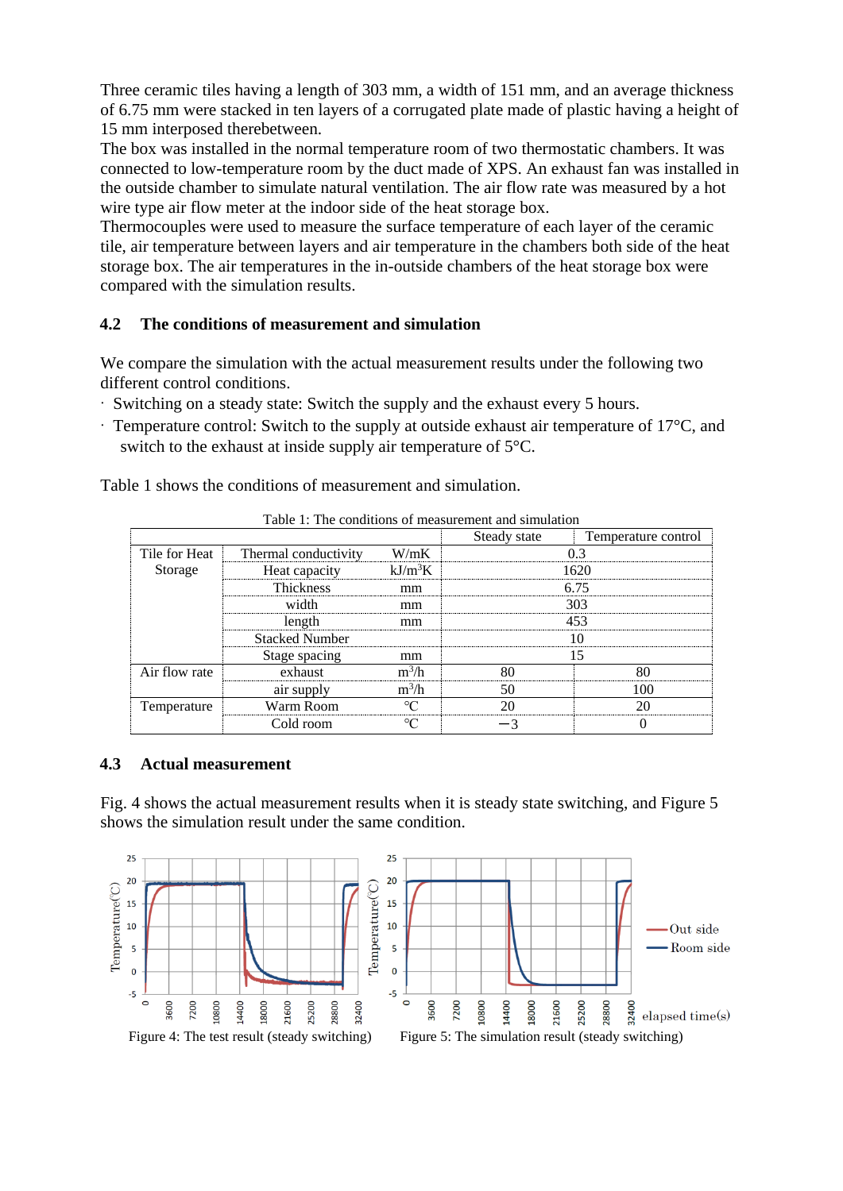Three ceramic tiles having a length of 303 mm, a width of 151 mm, and an average thickness of 6.75 mm were stacked in ten layers of a corrugated plate made of plastic having a height of 15 mm interposed therebetween.
The box was installed in the normal temperature room of two thermostatic chambers. It was connected to low-temperature room by the duct made of XPS. An exhaust fan was installed in the outside chamber to simulate natural ventilation. The air flow rate was measured by a hot wire type air flow meter at the indoor side of the heat storage box.
Thermocouples were used to measure the surface temperature of each layer of the ceramic tile, air temperature between layers and air temperature in the chambers both side of the heat storage box. The air temperatures in the in-outside chambers of the heat storage box were compared with the simulation results.

## 4.2 The conditions of measurement and simulation

We compare the simulation with the actual measurement results under the following two different control conditions.

- Switching on a steady state: Switch the supply and the exhaust every 5 hours.
- Temperature control: Switch to the supply at outside exhaust air temperature of 17°C, and switch to the exhaust at inside supply air temperature of 5°C.

Table 1 shows the conditions of measurement and simulation.

Table 1: The conditions of measurement and simulation

| | | | Steady state | Temperature control |
|---|---|---|---|---|
| Tile for Heat Storage | Thermal conductivity | W/mK | 0.3 | |
| | Heat capacity | kJ/m$^3$K | 1620 | |
| | Thickness | mm | 6.75 | |
| | width | mm | 303 | |
| | length | mm | 453 | |
| | Stacked Number | | 10 | |
| | Stage spacing | mm | 15 | |
| Air flow rate | exhaust | m$^3$/h | 80 | 80 |
| | air supply | m$^3$/h | 50 | 100 |
| Temperature | Warm Room | ℃ | 20 | 20 |
| | Cold room | ℃ | −3 | 0 |

## 4.3 Actual measurement

Fig. 4 shows the actual measurement results when it is steady state switching, and Figure 5 shows the simulation result under the same condition.

Figure 4: The test result (steady switching)

Figure 5: The simulation result (steady switching)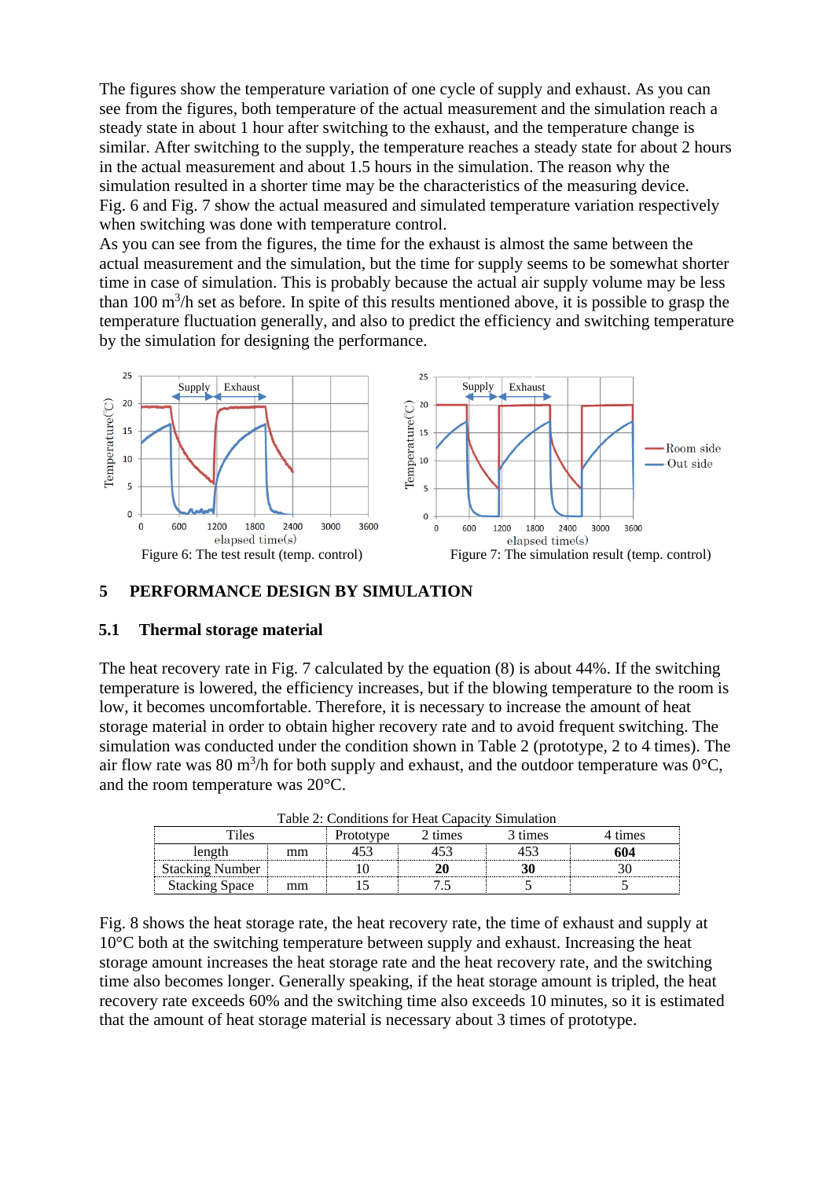The figures show the temperature variation of one cycle of supply and exhaust. As you can see from the figures, both temperature of the actual measurement and the simulation reach a steady state in about 1 hour after switching to the exhaust, and the temperature change is similar. After switching to the supply, the temperature reaches a steady state for about 2 hours in the actual measurement and about 1.5 hours in the simulation. The reason why the simulation resulted in a shorter time may be the characteristics of the measuring device. Fig. 6 and Fig. 7 show the actual measured and simulated temperature variation respectively when switching was done with temperature control.
As you can see from the figures, the time for the exhaust is almost the same between the actual measurement and the simulation, but the time for supply seems to be somewhat shorter time in case of simulation. This is probably because the actual air supply volume may be less than 100 m$^3$/h set as before. In spite of this results mentioned above, it is possible to grasp the temperature fluctuation generally, and also to predict the efficiency and switching temperature by the simulation for designing the performance.

Figure 6: The test result (temp. control)

Figure 7: The simulation result (temp. control)

## 5 PERFORMANCE DESIGN BY SIMULATION

### 5.1 Thermal storage material

The heat recovery rate in Fig. 7 calculated by the equation (8) is about 44%. If the switching temperature is lowered, the efficiency increases, but if the blowing temperature to the room is low, it becomes uncomfortable. Therefore, it is necessary to increase the amount of heat storage material in order to obtain higher recovery rate and to avoid frequent switching. The simulation was conducted under the condition shown in Table 2 (prototype, 2 to 4 times). The air flow rate was 80 m$^3$/h for both supply and exhaust, and the outdoor temperature was 0°C, and the room temperature was 20°C.

Table 2: Conditions for Heat Capacity Simulation

| Tiles | | Prototype | 2 times | 3 times | 4 times |
|---|---|---|---|---|---|
| length | mm | 453 | 453 | 453 | **604** |
| Stacking Number | | 10 | **20** | **30** | 30 |
| Stacking Space | mm | 15 | 7.5 | 5 | 5 |

Fig. 8 shows the heat storage rate, the heat recovery rate, the time of exhaust and supply at 10°C both at the switching temperature between supply and exhaust. Increasing the heat storage amount increases the heat storage rate and the heat recovery rate, and the switching time also becomes longer. Generally speaking, if the heat storage amount is tripled, the heat recovery rate exceeds 60% and the switching time also exceeds 10 minutes, so it is estimated that the amount of heat storage material is necessary about 3 times of prototype.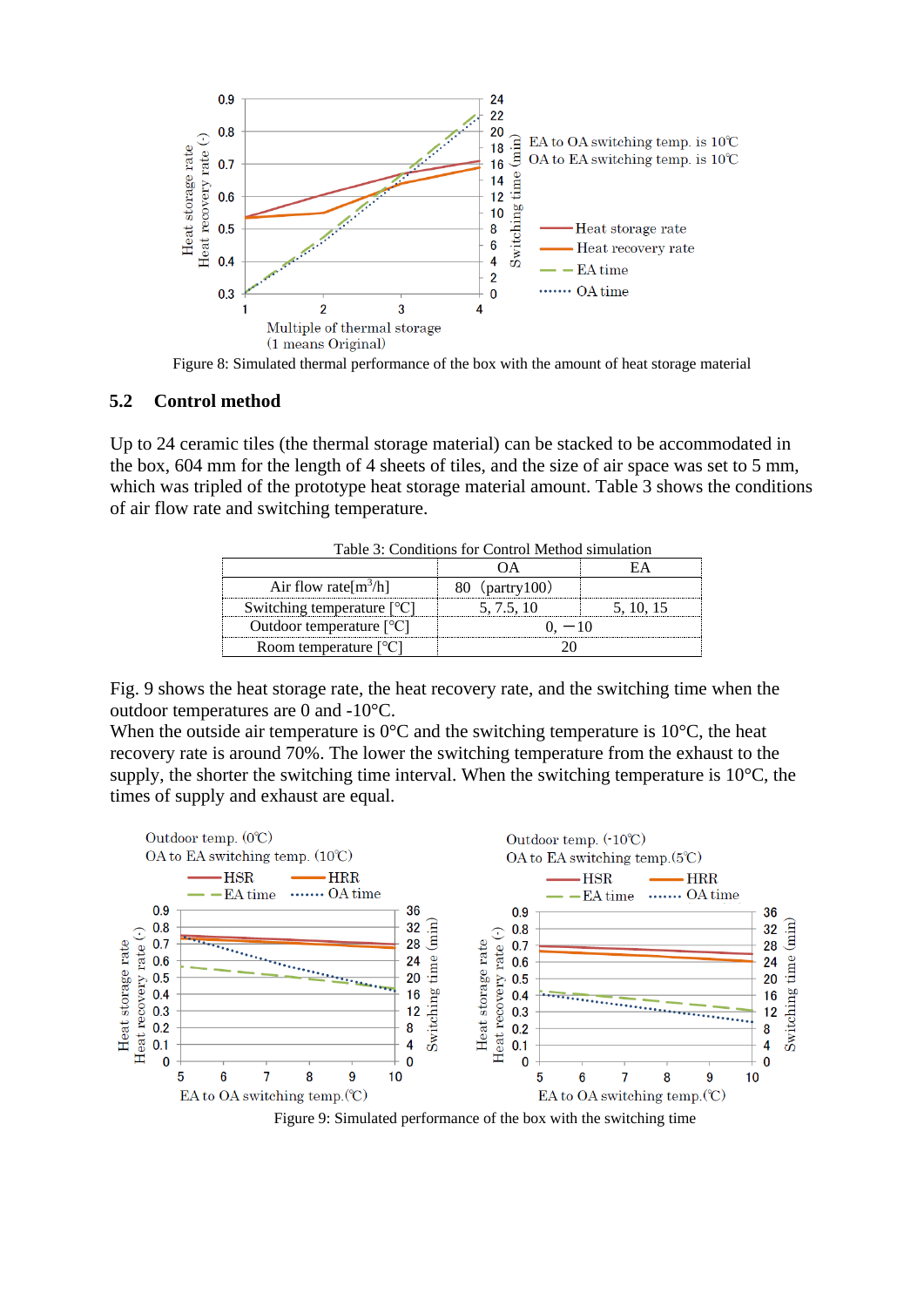Figure 8: Simulated thermal performance of the box with the amount of heat storage material

## 5.2 Control method

Up to 24 ceramic tiles (the thermal storage material) can be stacked to be accommodated in the box, 604 mm for the length of 4 sheets of tiles, and the size of air space was set to 5 mm, which was tripled of the prototype heat storage material amount. Table 3 shows the conditions of air flow rate and switching temperature.

Table 3: Conditions for Control Method simulation

| | OA | EA |
|---|---|---|
| Air flow rate[m$^3$/h] | 80（partry100） | |
| Switching temperature [°C] | 5, 7.5, 10 | 5, 10, 15 |
| Outdoor temperature [°C] | 0, −10 | |
| Room temperature [°C] | 20 | |

Fig. 9 shows the heat storage rate, the heat recovery rate, and the switching time when the outdoor temperatures are 0 and -10°C.
When the outside air temperature is 0°C and the switching temperature is 10°C, the heat recovery rate is around 70%. The lower the switching temperature from the exhaust to the supply, the shorter the switching time interval. When the switching temperature is 10°C, the times of supply and exhaust are equal.

Figure 9: Simulated performance of the box with the switching time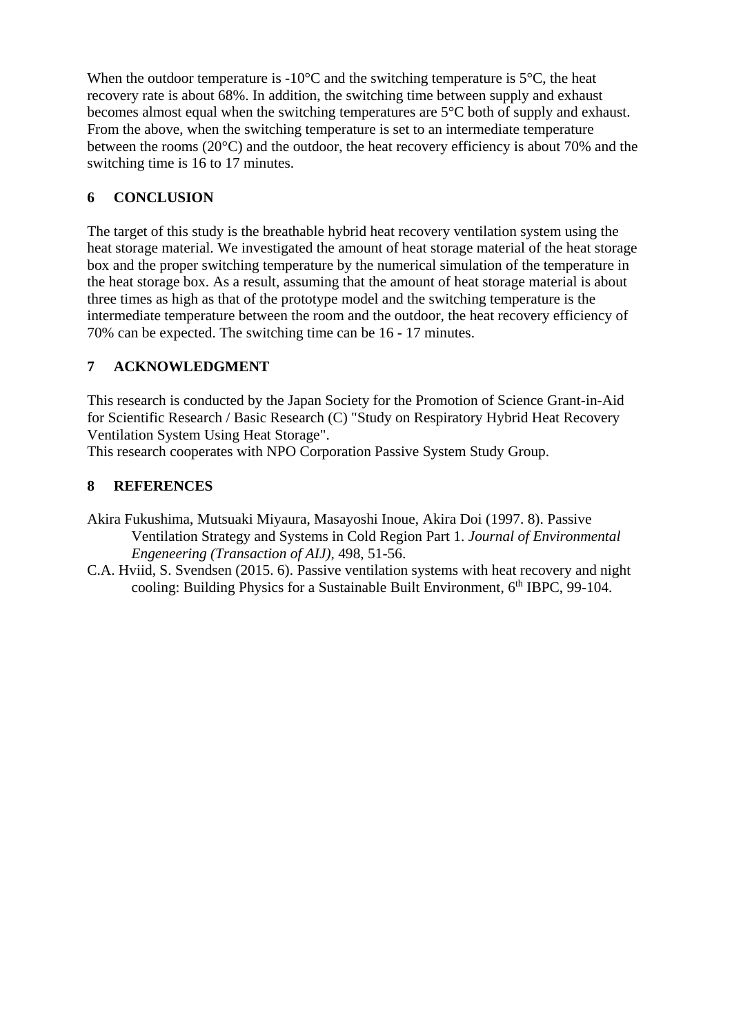When the outdoor temperature is -10°C and the switching temperature is 5°C, the heat recovery rate is about 68%. In addition, the switching time between supply and exhaust becomes almost equal when the switching temperatures are 5°C both of supply and exhaust. From the above, when the switching temperature is set to an intermediate temperature between the rooms (20°C) and the outdoor, the heat recovery efficiency is about 70% and the switching time is 16 to 17 minutes.

## 6 CONCLUSION

The target of this study is the breathable hybrid heat recovery ventilation system using the heat storage material. We investigated the amount of heat storage material of the heat storage box and the proper switching temperature by the numerical simulation of the temperature in the heat storage box. As a result, assuming that the amount of heat storage material is about three times as high as that of the prototype model and the switching temperature is the intermediate temperature between the room and the outdoor, the heat recovery efficiency of 70% can be expected. The switching time can be 16 - 17 minutes.

## 7 ACKNOWLEDGMENT

This research is conducted by the Japan Society for the Promotion of Science Grant-in-Aid for Scientific Research / Basic Research (C) "Study on Respiratory Hybrid Heat Recovery Ventilation System Using Heat Storage".
This research cooperates with NPO Corporation Passive System Study Group.

## 8 REFERENCES

Akira Fukushima, Mutsuaki Miyaura, Masayoshi Inoue, Akira Doi (1997. 8). Passive Ventilation Strategy and Systems in Cold Region Part 1. *Journal of Environmental Engeneering (Transaction of AIJ),* 498, 51-56.

C.A. Hviid, S. Svendsen (2015. 6). Passive ventilation systems with heat recovery and night cooling: Building Physics for a Sustainable Built Environment, 6th IBPC, 99-104.